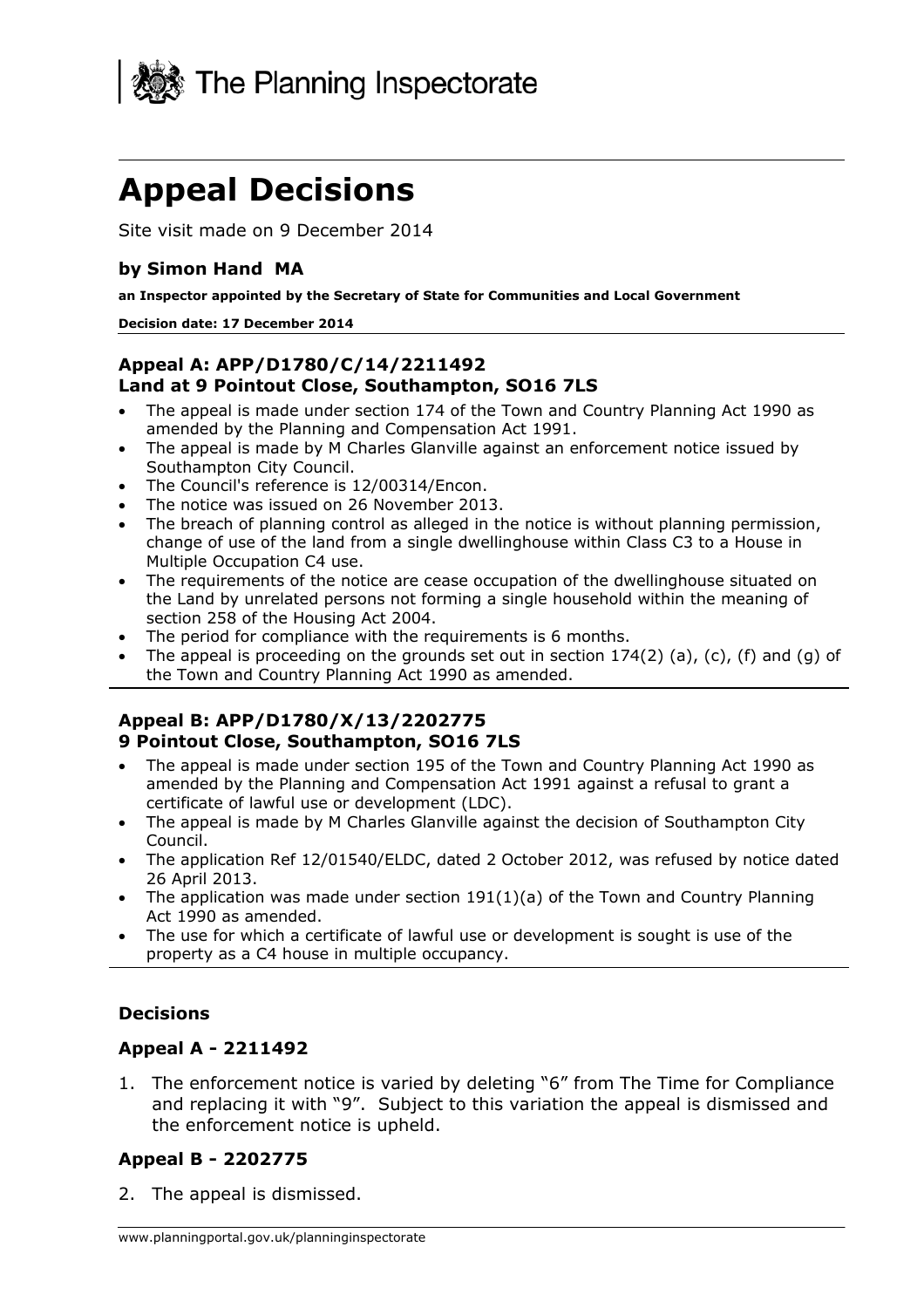The Planning Inspectorate

# Appeal Decisions

Site visit made on 9 December 2014

**by Simon Hand MA**

**an Inspector appointed by the Secretary of State for Communities and Local Government**

**Decision date: 17 December 2014**

### Appeal A: APP/D1780/C/14/2211492
### Land at 9 Pointout Close, Southampton, SO16 7LS

- The appeal is made under section 174 of the Town and Country Planning Act 1990 as amended by the Planning and Compensation Act 1991.
- The appeal is made by M Charles Glanville against an enforcement notice issued by Southampton City Council.
- The Council's reference is 12/00314/Encon.
- The notice was issued on 26 November 2013.
- The breach of planning control as alleged in the notice is without planning permission, change of use of the land from a single dwellinghouse within Class C3 to a House in Multiple Occupation C4 use.
- The requirements of the notice are cease occupation of the dwellinghouse situated on the Land by unrelated persons not forming a single household within the meaning of section 258 of the Housing Act 2004.
- The period for compliance with the requirements is 6 months.
- The appeal is proceeding on the grounds set out in section 174(2) (a), (c), (f) and (g) of the Town and Country Planning Act 1990 as amended.

### Appeal B: APP/D1780/X/13/2202775
### 9 Pointout Close, Southampton, SO16 7LS

- The appeal is made under section 195 of the Town and Country Planning Act 1990 as amended by the Planning and Compensation Act 1991 against a refusal to grant a certificate of lawful use or development (LDC).
- The appeal is made by M Charles Glanville against the decision of Southampton City Council.
- The application Ref 12/01540/ELDC, dated 2 October 2012, was refused by notice dated 26 April 2013.
- The application was made under section 191(1)(a) of the Town and Country Planning Act 1990 as amended.
- The use for which a certificate of lawful use or development is sought is use of the property as a C4 house in multiple occupancy.

## Decisions

### Appeal A - 2211492

1. The enforcement notice is varied by deleting "6" from The Time for Compliance and replacing it with "9". Subject to this variation the appeal is dismissed and the enforcement notice is upheld.

### Appeal B - 2202775

2. The appeal is dismissed.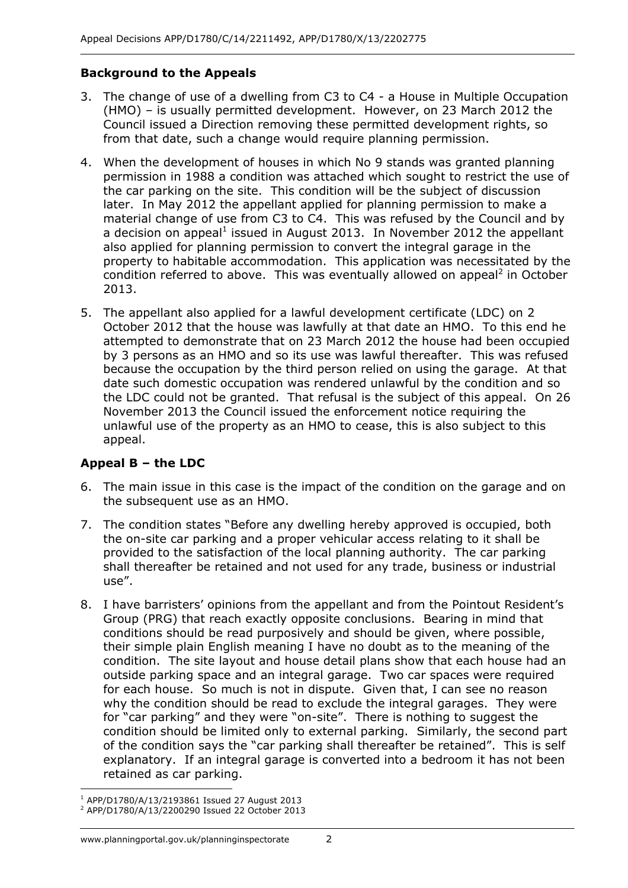## Background to the Appeals

3. The change of use of a dwelling from C3 to C4 - a House in Multiple Occupation (HMO) – is usually permitted development. However, on 23 March 2012 the Council issued a Direction removing these permitted development rights, so from that date, such a change would require planning permission.

4. When the development of houses in which No 9 stands was granted planning permission in 1988 a condition was attached which sought to restrict the use of the car parking on the site. This condition will be the subject of discussion later. In May 2012 the appellant applied for planning permission to make a material change of use from C3 to C4. This was refused by the Council and by a decision on appeal[1] issued in August 2013. In November 2012 the appellant also applied for planning permission to convert the integral garage in the property to habitable accommodation. This application was necessitated by the condition referred to above. This was eventually allowed on appeal[2] in October 2013.

5. The appellant also applied for a lawful development certificate (LDC) on 2 October 2012 that the house was lawfully at that date an HMO. To this end he attempted to demonstrate that on 23 March 2012 the house had been occupied by 3 persons as an HMO and so its use was lawful thereafter. This was refused because the occupation by the third person relied on using the garage. At that date such domestic occupation was rendered unlawful by the condition and so the LDC could not be granted. That refusal is the subject of this appeal. On 26 November 2013 the Council issued the enforcement notice requiring the unlawful use of the property as an HMO to cease, this is also subject to this appeal.

## Appeal B – the LDC

6. The main issue in this case is the impact of the condition on the garage and on the subsequent use as an HMO.

7. The condition states "Before any dwelling hereby approved is occupied, both the on-site car parking and a proper vehicular access relating to it shall be provided to the satisfaction of the local planning authority. The car parking shall thereafter be retained and not used for any trade, business or industrial use".

8. I have barristers' opinions from the appellant and from the Pointout Resident's Group (PRG) that reach exactly opposite conclusions. Bearing in mind that conditions should be read purposively and should be given, where possible, their simple plain English meaning I have no doubt as to the meaning of the condition. The site layout and house detail plans show that each house had an outside parking space and an integral garage. Two car spaces were required for each house. So much is not in dispute. Given that, I can see no reason why the condition should be read to exclude the integral garages. They were for "car parking" and they were "on-site". There is nothing to suggest the condition should be limited only to external parking. Similarly, the second part of the condition says the "car parking shall thereafter be retained". This is self explanatory. If an integral garage is converted into a bedroom it has not been retained as car parking.

---

[1] APP/D1780/A/13/2193861 Issued 27 August 2013

[2] APP/D1780/A/13/2200290 Issued 22 October 2013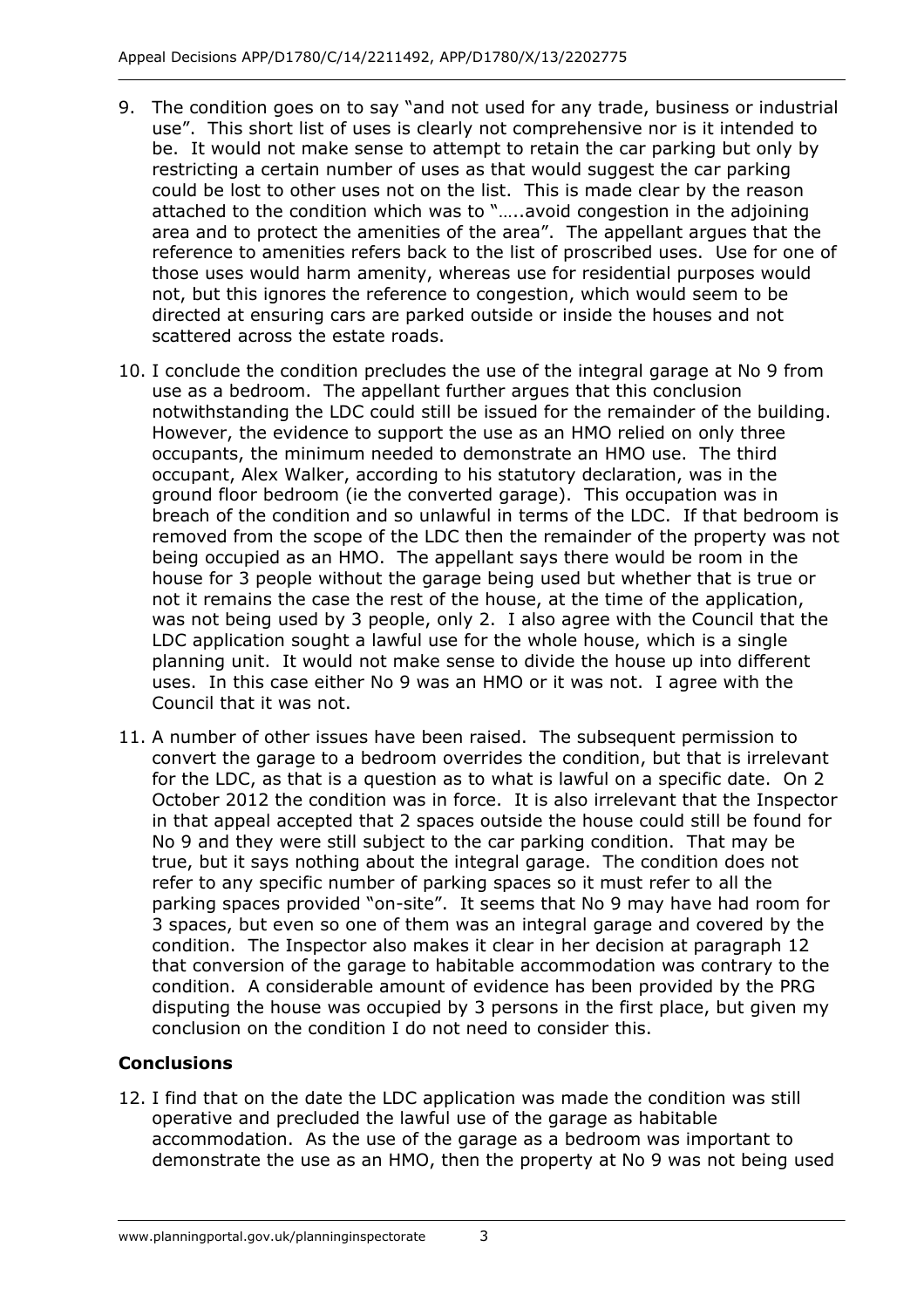9. The condition goes on to say "and not used for any trade, business or industrial use". This short list of uses is clearly not comprehensive nor is it intended to be. It would not make sense to attempt to retain the car parking but only by restricting a certain number of uses as that would suggest the car parking could be lost to other uses not on the list. This is made clear by the reason attached to the condition which was to "…..avoid congestion in the adjoining area and to protect the amenities of the area". The appellant argues that the reference to amenities refers back to the list of proscribed uses. Use for one of those uses would harm amenity, whereas use for residential purposes would not, but this ignores the reference to congestion, which would seem to be directed at ensuring cars are parked outside or inside the houses and not scattered across the estate roads.

10. I conclude the condition precludes the use of the integral garage at No 9 from use as a bedroom. The appellant further argues that this conclusion notwithstanding the LDC could still be issued for the remainder of the building. However, the evidence to support the use as an HMO relied on only three occupants, the minimum needed to demonstrate an HMO use. The third occupant, Alex Walker, according to his statutory declaration, was in the ground floor bedroom (ie the converted garage). This occupation was in breach of the condition and so unlawful in terms of the LDC. If that bedroom is removed from the scope of the LDC then the remainder of the property was not being occupied as an HMO. The appellant says there would be room in the house for 3 people without the garage being used but whether that is true or not it remains the case the rest of the house, at the time of the application, was not being used by 3 people, only 2. I also agree with the Council that the LDC application sought a lawful use for the whole house, which is a single planning unit. It would not make sense to divide the house up into different uses. In this case either No 9 was an HMO or it was not. I agree with the Council that it was not.

11. A number of other issues have been raised. The subsequent permission to convert the garage to a bedroom overrides the condition, but that is irrelevant for the LDC, as that is a question as to what is lawful on a specific date. On 2 October 2012 the condition was in force. It is also irrelevant that the Inspector in that appeal accepted that 2 spaces outside the house could still be found for No 9 and they were still subject to the car parking condition. That may be true, but it says nothing about the integral garage. The condition does not refer to any specific number of parking spaces so it must refer to all the parking spaces provided "on-site". It seems that No 9 may have had room for 3 spaces, but even so one of them was an integral garage and covered by the condition. The Inspector also makes it clear in her decision at paragraph 12 that conversion of the garage to habitable accommodation was contrary to the condition. A considerable amount of evidence has been provided by the PRG disputing the house was occupied by 3 persons in the first place, but given my conclusion on the condition I do not need to consider this.

## Conclusions

12. I find that on the date the LDC application was made the condition was still operative and precluded the lawful use of the garage as habitable accommodation. As the use of the garage as a bedroom was important to demonstrate the use as an HMO, then the property at No 9 was not being used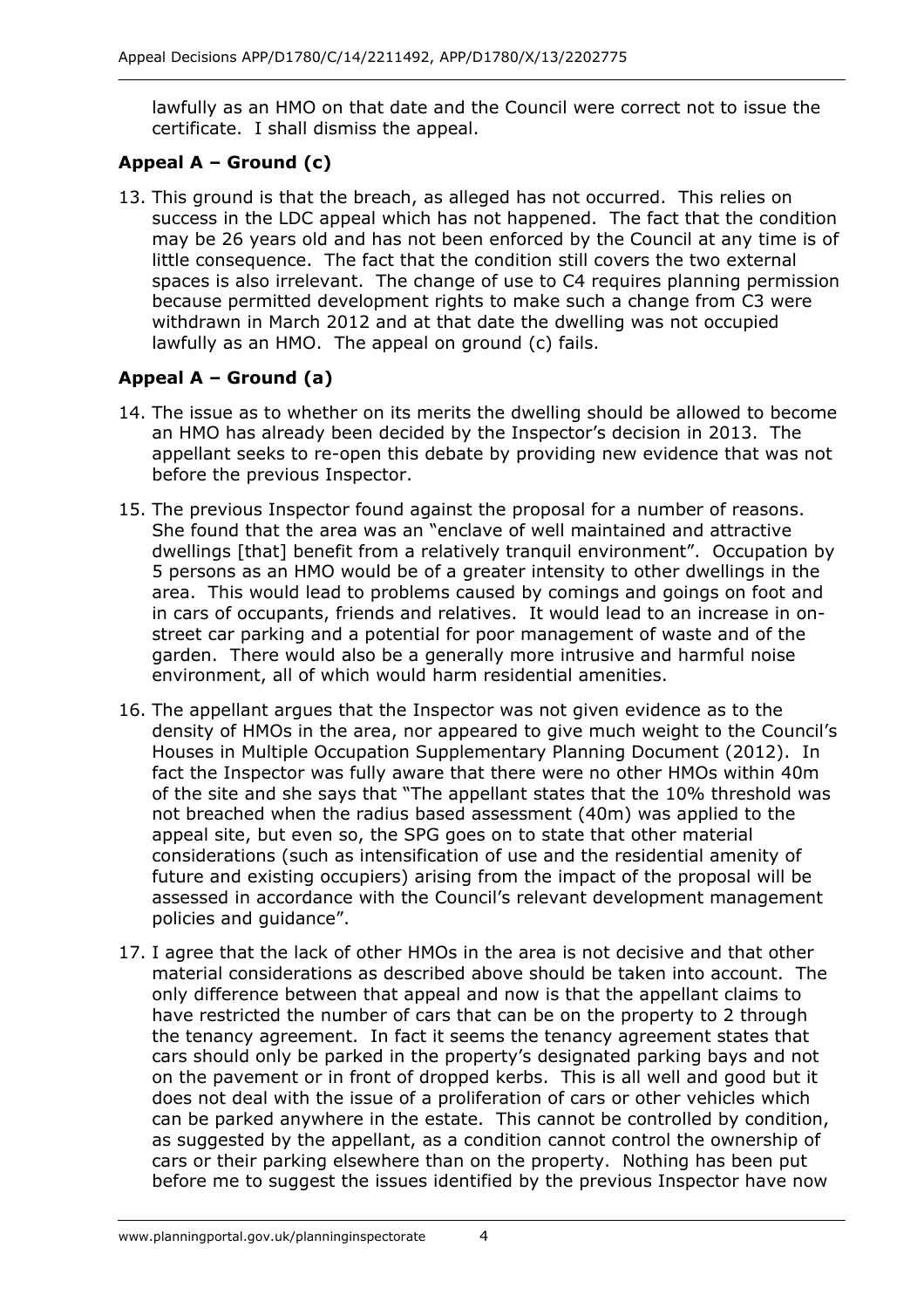lawfully as an HMO on that date and the Council were correct not to issue the certificate. I shall dismiss the appeal.

### Appeal A – Ground (c)

13. This ground is that the breach, as alleged has not occurred. This relies on success in the LDC appeal which has not happened. The fact that the condition may be 26 years old and has not been enforced by the Council at any time is of little consequence. The fact that the condition still covers the two external spaces is also irrelevant. The change of use to C4 requires planning permission because permitted development rights to make such a change from C3 were withdrawn in March 2012 and at that date the dwelling was not occupied lawfully as an HMO. The appeal on ground (c) fails.

### Appeal A – Ground (a)

14. The issue as to whether on its merits the dwelling should be allowed to become an HMO has already been decided by the Inspector's decision in 2013. The appellant seeks to re-open this debate by providing new evidence that was not before the previous Inspector.

15. The previous Inspector found against the proposal for a number of reasons. She found that the area was an "enclave of well maintained and attractive dwellings [that] benefit from a relatively tranquil environment". Occupation by 5 persons as an HMO would be of a greater intensity to other dwellings in the area. This would lead to problems caused by comings and goings on foot and in cars of occupants, friends and relatives. It would lead to an increase in on-street car parking and a potential for poor management of waste and of the garden. There would also be a generally more intrusive and harmful noise environment, all of which would harm residential amenities.

16. The appellant argues that the Inspector was not given evidence as to the density of HMOs in the area, nor appeared to give much weight to the Council's Houses in Multiple Occupation Supplementary Planning Document (2012). In fact the Inspector was fully aware that there were no other HMOs within 40m of the site and she says that "The appellant states that the 10% threshold was not breached when the radius based assessment (40m) was applied to the appeal site, but even so, the SPG goes on to state that other material considerations (such as intensification of use and the residential amenity of future and existing occupiers) arising from the impact of the proposal will be assessed in accordance with the Council's relevant development management policies and guidance".

17. I agree that the lack of other HMOs in the area is not decisive and that other material considerations as described above should be taken into account. The only difference between that appeal and now is that the appellant claims to have restricted the number of cars that can be on the property to 2 through the tenancy agreement. In fact it seems the tenancy agreement states that cars should only be parked in the property's designated parking bays and not on the pavement or in front of dropped kerbs. This is all well and good but it does not deal with the issue of a proliferation of cars or other vehicles which can be parked anywhere in the estate. This cannot be controlled by condition, as suggested by the appellant, as a condition cannot control the ownership of cars or their parking elsewhere than on the property. Nothing has been put before me to suggest the issues identified by the previous Inspector have now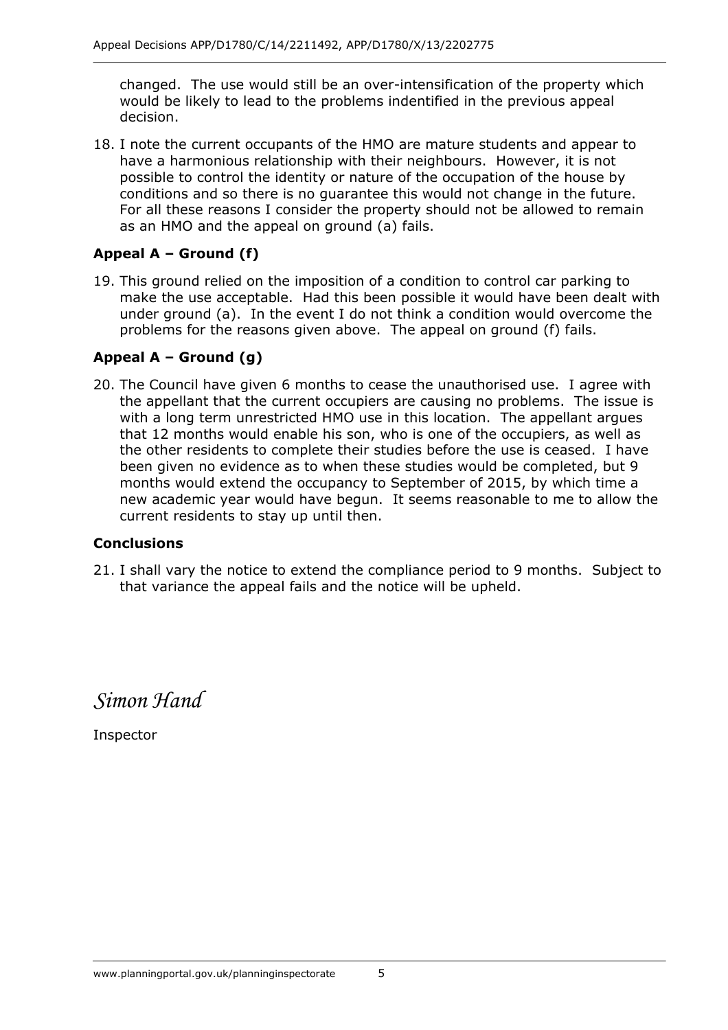changed. The use would still be an over-intensification of the property which would be likely to lead to the problems indentified in the previous appeal decision.

18. I note the current occupants of the HMO are mature students and appear to have a harmonious relationship with their neighbours. However, it is not possible to control the identity or nature of the occupation of the house by conditions and so there is no guarantee this would not change in the future. For all these reasons I consider the property should not be allowed to remain as an HMO and the appeal on ground (a) fails.

### Appeal A – Ground (f)

19. This ground relied on the imposition of a condition to control car parking to make the use acceptable. Had this been possible it would have been dealt with under ground (a). In the event I do not think a condition would overcome the problems for the reasons given above. The appeal on ground (f) fails.

### Appeal A – Ground (g)

20. The Council have given 6 months to cease the unauthorised use. I agree with the appellant that the current occupiers are causing no problems. The issue is with a long term unrestricted HMO use in this location. The appellant argues that 12 months would enable his son, who is one of the occupiers, as well as the other residents to complete their studies before the use is ceased. I have been given no evidence as to when these studies would be completed, but 9 months would extend the occupancy to September of 2015, by which time a new academic year would have begun. It seems reasonable to me to allow the current residents to stay up until then.

### Conclusions

21. I shall vary the notice to extend the compliance period to 9 months. Subject to that variance the appeal fails and the notice will be upheld.

*Simon Hand*

Inspector